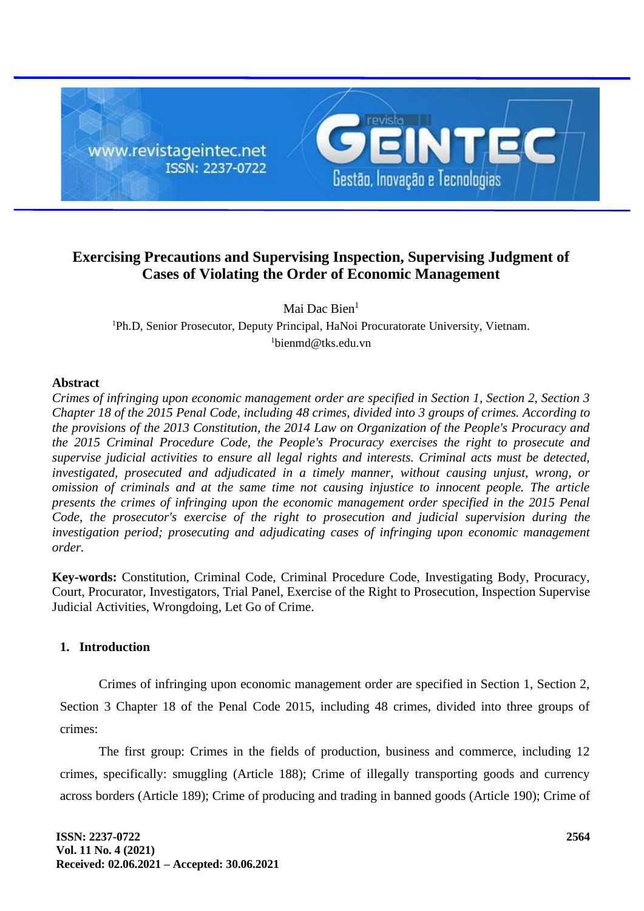# Exercising Precautions and Supervising Inspection, Supervising Judgment of Cases of Violating the Order of Economic Management

Mai Dac Bien[1]

[1]Ph.D, Senior Prosecutor, Deputy Principal, HaNoi Procuratorate University, Vietnam.
[1]bienmd@tks.edu.vn

**Abstract**

*Crimes of infringing upon economic management order are specified in Section 1, Section 2, Section 3 Chapter 18 of the 2015 Penal Code, including 48 crimes, divided into 3 groups of crimes. According to the provisions of the 2013 Constitution, the 2014 Law on Organization of the People's Procuracy and the 2015 Criminal Procedure Code, the People's Procuracy exercises the right to prosecute and supervise judicial activities to ensure all legal rights and interests. Criminal acts must be detected, investigated, prosecuted and adjudicated in a timely manner, without causing unjust, wrong, or omission of criminals and at the same time not causing injustice to innocent people. The article presents the crimes of infringing upon the economic management order specified in the 2015 Penal Code, the prosecutor's exercise of the right to prosecution and judicial supervision during the investigation period; prosecuting and adjudicating cases of infringing upon economic management order.*

**Key-words:** Constitution, Criminal Code, Criminal Procedure Code, Investigating Body, Procuracy, Court, Procurator, Investigators, Trial Panel, Exercise of the Right to Prosecution, Inspection Supervise Judicial Activities, Wrongdoing, Let Go of Crime.

## 1. Introduction

Crimes of infringing upon economic management order are specified in Section 1, Section 2, Section 3 Chapter 18 of the Penal Code 2015, including 48 crimes, divided into three groups of crimes:

The first group: Crimes in the fields of production, business and commerce, including 12 crimes, specifically: smuggling (Article 188); Crime of illegally transporting goods and currency across borders (Article 189); Crime of producing and trading in banned goods (Article 190); Crime of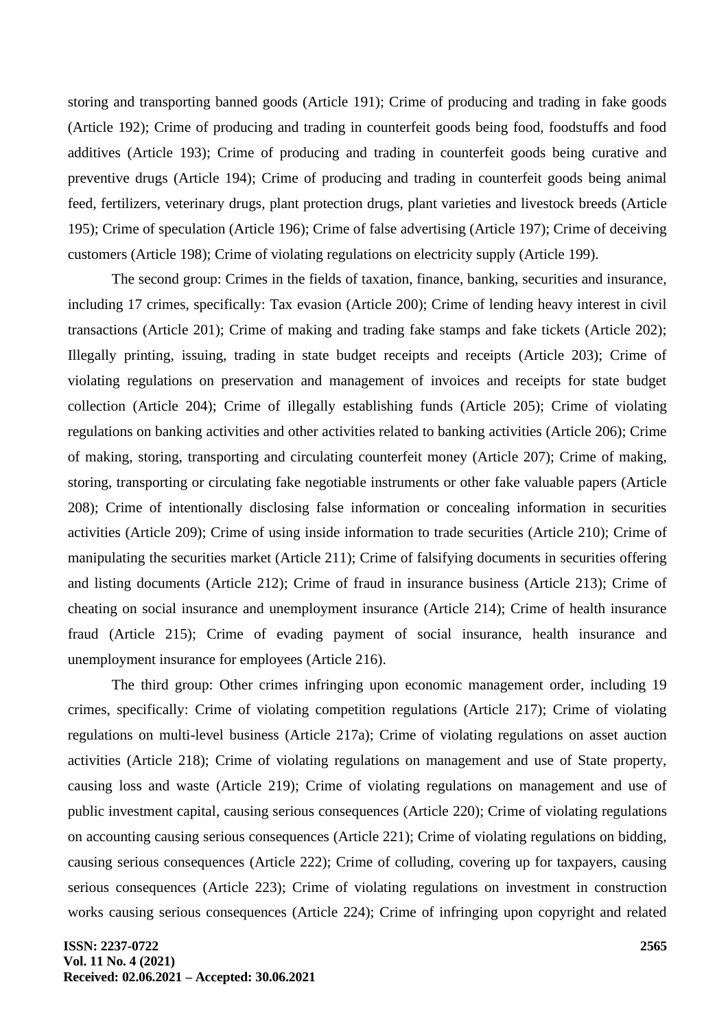storing and transporting banned goods (Article 191); Crime of producing and trading in fake goods (Article 192); Crime of producing and trading in counterfeit goods being food, foodstuffs and food additives (Article 193); Crime of producing and trading in counterfeit goods being curative and preventive drugs (Article 194); Crime of producing and trading in counterfeit goods being animal feed, fertilizers, veterinary drugs, plant protection drugs, plant varieties and livestock breeds (Article 195); Crime of speculation (Article 196); Crime of false advertising (Article 197); Crime of deceiving customers (Article 198); Crime of violating regulations on electricity supply (Article 199).

The second group: Crimes in the fields of taxation, finance, banking, securities and insurance, including 17 crimes, specifically: Tax evasion (Article 200); Crime of lending heavy interest in civil transactions (Article 201); Crime of making and trading fake stamps and fake tickets (Article 202); Illegally printing, issuing, trading in state budget receipts and receipts (Article 203); Crime of violating regulations on preservation and management of invoices and receipts for state budget collection (Article 204); Crime of illegally establishing funds (Article 205); Crime of violating regulations on banking activities and other activities related to banking activities (Article 206); Crime of making, storing, transporting and circulating counterfeit money (Article 207); Crime of making, storing, transporting or circulating fake negotiable instruments or other fake valuable papers (Article 208); Crime of intentionally disclosing false information or concealing information in securities activities (Article 209); Crime of using inside information to trade securities (Article 210); Crime of manipulating the securities market (Article 211); Crime of falsifying documents in securities offering and listing documents (Article 212); Crime of fraud in insurance business (Article 213); Crime of cheating on social insurance and unemployment insurance (Article 214); Crime of health insurance fraud (Article 215); Crime of evading payment of social insurance, health insurance and unemployment insurance for employees (Article 216).

The third group: Other crimes infringing upon economic management order, including 19 crimes, specifically: Crime of violating competition regulations (Article 217); Crime of violating regulations on multi-level business (Article 217a); Crime of violating regulations on asset auction activities (Article 218); Crime of violating regulations on management and use of State property, causing loss and waste (Article 219); Crime of violating regulations on management and use of public investment capital, causing serious consequences (Article 220); Crime of violating regulations on accounting causing serious consequences (Article 221); Crime of violating regulations on bidding, causing serious consequences (Article 222); Crime of colluding, covering up for taxpayers, causing serious consequences (Article 223); Crime of violating regulations on investment in construction works causing serious consequences (Article 224); Crime of infringing upon copyright and related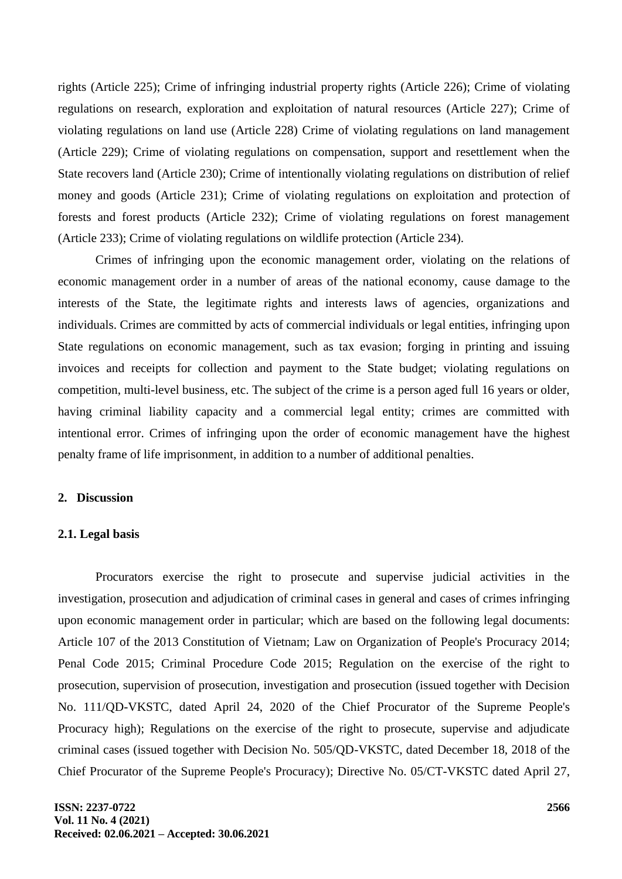rights (Article 225); Crime of infringing industrial property rights (Article 226); Crime of violating regulations on research, exploration and exploitation of natural resources (Article 227); Crime of violating regulations on land use (Article 228) Crime of violating regulations on land management (Article 229); Crime of violating regulations on compensation, support and resettlement when the State recovers land (Article 230); Crime of intentionally violating regulations on distribution of relief money and goods (Article 231); Crime of violating regulations on exploitation and protection of forests and forest products (Article 232); Crime of violating regulations on forest management (Article 233); Crime of violating regulations on wildlife protection (Article 234).

Crimes of infringing upon the economic management order, violating on the relations of economic management order in a number of areas of the national economy, cause damage to the interests of the State, the legitimate rights and interests laws of agencies, organizations and individuals. Crimes are committed by acts of commercial individuals or legal entities, infringing upon State regulations on economic management, such as tax evasion; forging in printing and issuing invoices and receipts for collection and payment to the State budget; violating regulations on competition, multi-level business, etc. The subject of the crime is a person aged full 16 years or older, having criminal liability capacity and a commercial legal entity; crimes are committed with intentional error. Crimes of infringing upon the order of economic management have the highest penalty frame of life imprisonment, in addition to a number of additional penalties.

## 2. Discussion

### 2.1. Legal basis

Procurators exercise the right to prosecute and supervise judicial activities in the investigation, prosecution and adjudication of criminal cases in general and cases of crimes infringing upon economic management order in particular; which are based on the following legal documents: Article 107 of the 2013 Constitution of Vietnam; Law on Organization of People's Procuracy 2014; Penal Code 2015; Criminal Procedure Code 2015; Regulation on the exercise of the right to prosecution, supervision of prosecution, investigation and prosecution (issued together with Decision No. 111/QD-VKSTC, dated April 24, 2020 of the Chief Procurator of the Supreme People's Procuracy high); Regulations on the exercise of the right to prosecute, supervise and adjudicate criminal cases (issued together with Decision No. 505/QD-VKSTC, dated December 18, 2018 of the Chief Procurator of the Supreme People's Procuracy); Directive No. 05/CT-VKSTC dated April 27,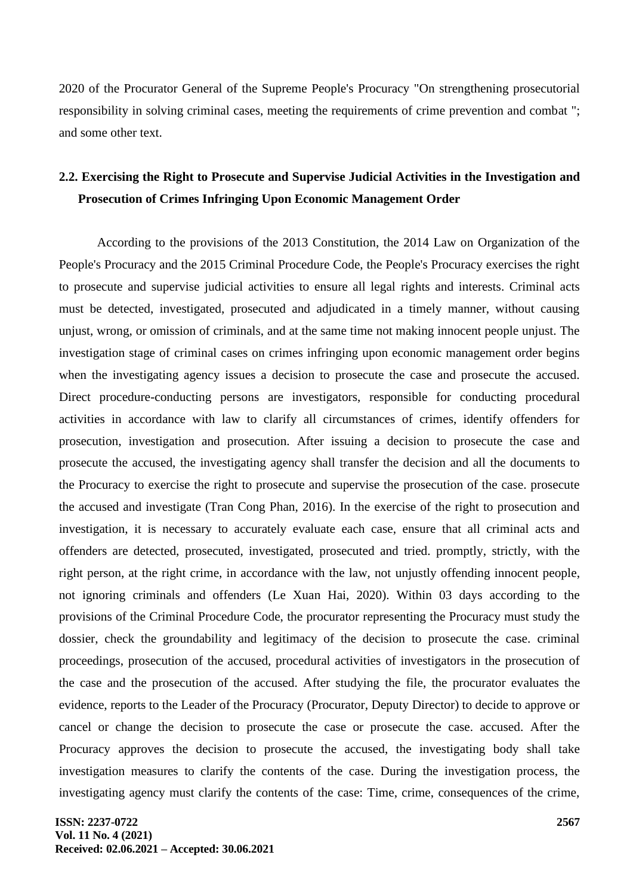2020 of the Procurator General of the Supreme People's Procuracy "On strengthening prosecutorial responsibility in solving criminal cases, meeting the requirements of crime prevention and combat "; and some other text.

## 2.2. Exercising the Right to Prosecute and Supervise Judicial Activities in the Investigation and Prosecution of Crimes Infringing Upon Economic Management Order

According to the provisions of the 2013 Constitution, the 2014 Law on Organization of the People's Procuracy and the 2015 Criminal Procedure Code, the People's Procuracy exercises the right to prosecute and supervise judicial activities to ensure all legal rights and interests. Criminal acts must be detected, investigated, prosecuted and adjudicated in a timely manner, without causing unjust, wrong, or omission of criminals, and at the same time not making innocent people unjust. The investigation stage of criminal cases on crimes infringing upon economic management order begins when the investigating agency issues a decision to prosecute the case and prosecute the accused. Direct procedure-conducting persons are investigators, responsible for conducting procedural activities in accordance with law to clarify all circumstances of crimes, identify offenders for prosecution, investigation and prosecution. After issuing a decision to prosecute the case and prosecute the accused, the investigating agency shall transfer the decision and all the documents to the Procuracy to exercise the right to prosecute and supervise the prosecution of the case. prosecute the accused and investigate (Tran Cong Phan, 2016). In the exercise of the right to prosecution and investigation, it is necessary to accurately evaluate each case, ensure that all criminal acts and offenders are detected, prosecuted, investigated, prosecuted and tried. promptly, strictly, with the right person, at the right crime, in accordance with the law, not unjustly offending innocent people, not ignoring criminals and offenders (Le Xuan Hai, 2020). Within 03 days according to the provisions of the Criminal Procedure Code, the procurator representing the Procuracy must study the dossier, check the groundability and legitimacy of the decision to prosecute the case. criminal proceedings, prosecution of the accused, procedural activities of investigators in the prosecution of the case and the prosecution of the accused. After studying the file, the procurator evaluates the evidence, reports to the Leader of the Procuracy (Procurator, Deputy Director) to decide to approve or cancel or change the decision to prosecute the case or prosecute the case. accused. After the Procuracy approves the decision to prosecute the accused, the investigating body shall take investigation measures to clarify the contents of the case. During the investigation process, the investigating agency must clarify the contents of the case: Time, crime, consequences of the crime,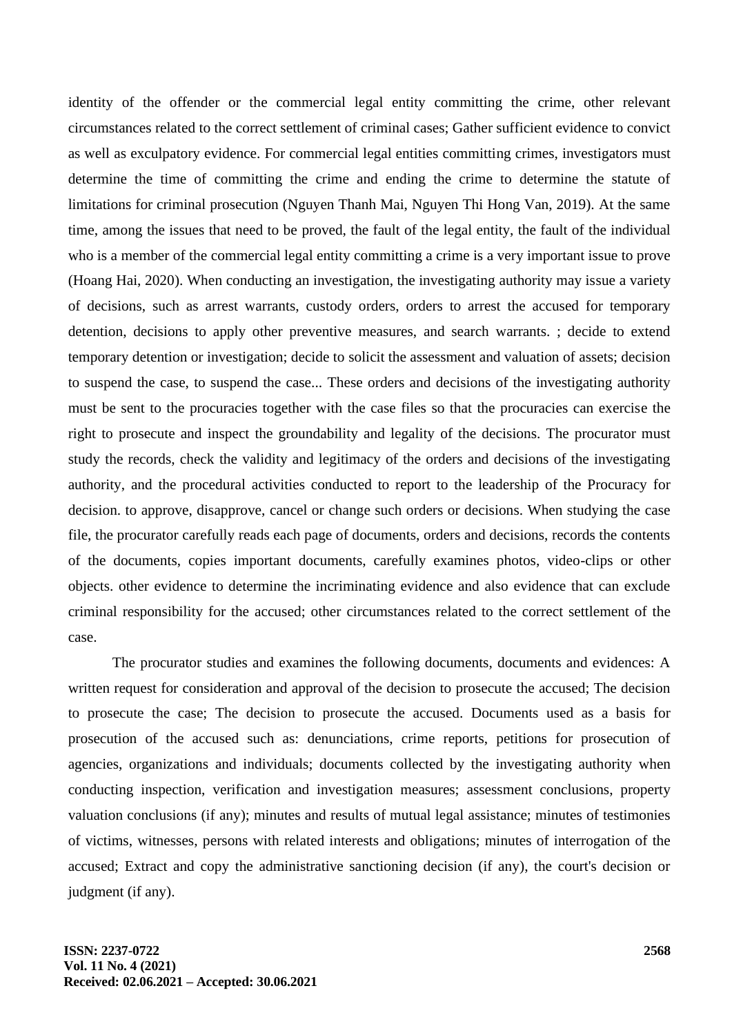identity of the offender or the commercial legal entity committing the crime, other relevant circumstances related to the correct settlement of criminal cases; Gather sufficient evidence to convict as well as exculpatory evidence. For commercial legal entities committing crimes, investigators must determine the time of committing the crime and ending the crime to determine the statute of limitations for criminal prosecution (Nguyen Thanh Mai, Nguyen Thi Hong Van, 2019). At the same time, among the issues that need to be proved, the fault of the legal entity, the fault of the individual who is a member of the commercial legal entity committing a crime is a very important issue to prove (Hoang Hai, 2020). When conducting an investigation, the investigating authority may issue a variety of decisions, such as arrest warrants, custody orders, orders to arrest the accused for temporary detention, decisions to apply other preventive measures, and search warrants. ; decide to extend temporary detention or investigation; decide to solicit the assessment and valuation of assets; decision to suspend the case, to suspend the case... These orders and decisions of the investigating authority must be sent to the procuracies together with the case files so that the procuracies can exercise the right to prosecute and inspect the groundability and legality of the decisions. The procurator must study the records, check the validity and legitimacy of the orders and decisions of the investigating authority, and the procedural activities conducted to report to the leadership of the Procuracy for decision. to approve, disapprove, cancel or change such orders or decisions. When studying the case file, the procurator carefully reads each page of documents, orders and decisions, records the contents of the documents, copies important documents, carefully examines photos, video-clips or other objects. other evidence to determine the incriminating evidence and also evidence that can exclude criminal responsibility for the accused; other circumstances related to the correct settlement of the case.

The procurator studies and examines the following documents, documents and evidences: A written request for consideration and approval of the decision to prosecute the accused; The decision to prosecute the case; The decision to prosecute the accused. Documents used as a basis for prosecution of the accused such as: denunciations, crime reports, petitions for prosecution of agencies, organizations and individuals; documents collected by the investigating authority when conducting inspection, verification and investigation measures; assessment conclusions, property valuation conclusions (if any); minutes and results of mutual legal assistance; minutes of testimonies of victims, witnesses, persons with related interests and obligations; minutes of interrogation of the accused; Extract and copy the administrative sanctioning decision (if any), the court's decision or judgment (if any).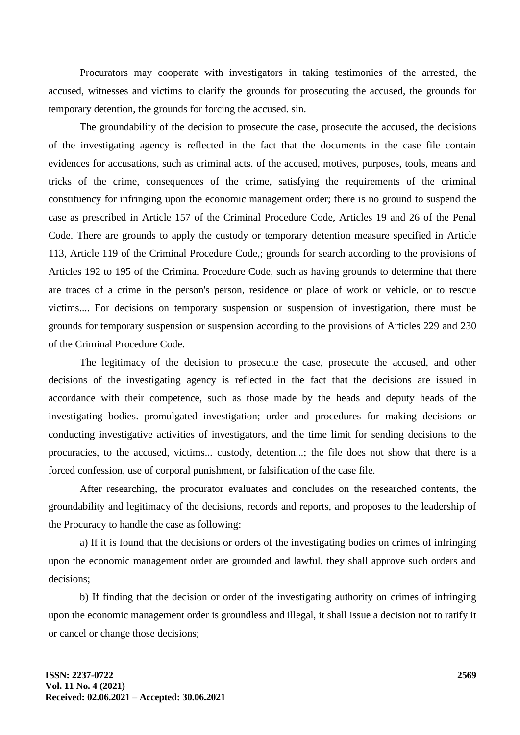Procurators may cooperate with investigators in taking testimonies of the arrested, the accused, witnesses and victims to clarify the grounds for prosecuting the accused, the grounds for temporary detention, the grounds for forcing the accused. sin.

The groundability of the decision to prosecute the case, prosecute the accused, the decisions of the investigating agency is reflected in the fact that the documents in the case file contain evidences for accusations, such as criminal acts. of the accused, motives, purposes, tools, means and tricks of the crime, consequences of the crime, satisfying the requirements of the criminal constituency for infringing upon the economic management order; there is no ground to suspend the case as prescribed in Article 157 of the Criminal Procedure Code, Articles 19 and 26 of the Penal Code. There are grounds to apply the custody or temporary detention measure specified in Article 113, Article 119 of the Criminal Procedure Code,; grounds for search according to the provisions of Articles 192 to 195 of the Criminal Procedure Code, such as having grounds to determine that there are traces of a crime in the person's person, residence or place of work or vehicle, or to rescue victims.... For decisions on temporary suspension or suspension of investigation, there must be grounds for temporary suspension or suspension according to the provisions of Articles 229 and 230 of the Criminal Procedure Code.

The legitimacy of the decision to prosecute the case, prosecute the accused, and other decisions of the investigating agency is reflected in the fact that the decisions are issued in accordance with their competence, such as those made by the heads and deputy heads of the investigating bodies. promulgated investigation; order and procedures for making decisions or conducting investigative activities of investigators, and the time limit for sending decisions to the procuracies, to the accused, victims... custody, detention...; the file does not show that there is a forced confession, use of corporal punishment, or falsification of the case file.

After researching, the procurator evaluates and concludes on the researched contents, the groundability and legitimacy of the decisions, records and reports, and proposes to the leadership of the Procuracy to handle the case as following:

a) If it is found that the decisions or orders of the investigating bodies on crimes of infringing upon the economic management order are grounded and lawful, they shall approve such orders and decisions;

b) If finding that the decision or order of the investigating authority on crimes of infringing upon the economic management order is groundless and illegal, it shall issue a decision not to ratify it or cancel or change those decisions;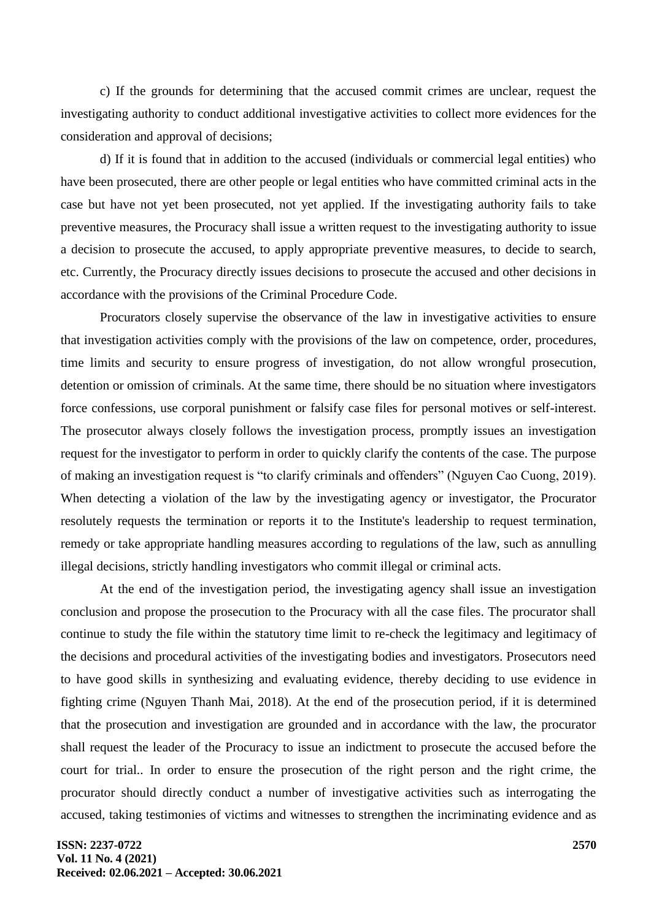c) If the grounds for determining that the accused commit crimes are unclear, request the investigating authority to conduct additional investigative activities to collect more evidences for the consideration and approval of decisions;

d) If it is found that in addition to the accused (individuals or commercial legal entities) who have been prosecuted, there are other people or legal entities who have committed criminal acts in the case but have not yet been prosecuted, not yet applied. If the investigating authority fails to take preventive measures, the Procuracy shall issue a written request to the investigating authority to issue a decision to prosecute the accused, to apply appropriate preventive measures, to decide to search, etc. Currently, the Procuracy directly issues decisions to prosecute the accused and other decisions in accordance with the provisions of the Criminal Procedure Code.

Procurators closely supervise the observance of the law in investigative activities to ensure that investigation activities comply with the provisions of the law on competence, order, procedures, time limits and security to ensure progress of investigation, do not allow wrongful prosecution, detention or omission of criminals. At the same time, there should be no situation where investigators force confessions, use corporal punishment or falsify case files for personal motives or self-interest. The prosecutor always closely follows the investigation process, promptly issues an investigation request for the investigator to perform in order to quickly clarify the contents of the case. The purpose of making an investigation request is "to clarify criminals and offenders" (Nguyen Cao Cuong, 2019). When detecting a violation of the law by the investigating agency or investigator, the Procurator resolutely requests the termination or reports it to the Institute's leadership to request termination, remedy or take appropriate handling measures according to regulations of the law, such as annulling illegal decisions, strictly handling investigators who commit illegal or criminal acts.

At the end of the investigation period, the investigating agency shall issue an investigation conclusion and propose the prosecution to the Procuracy with all the case files. The procurator shall continue to study the file within the statutory time limit to re-check the legitimacy and legitimacy of the decisions and procedural activities of the investigating bodies and investigators. Prosecutors need to have good skills in synthesizing and evaluating evidence, thereby deciding to use evidence in fighting crime (Nguyen Thanh Mai, 2018). At the end of the prosecution period, if it is determined that the prosecution and investigation are grounded and in accordance with the law, the procurator shall request the leader of the Procuracy to issue an indictment to prosecute the accused before the court for trial.. In order to ensure the prosecution of the right person and the right crime, the procurator should directly conduct a number of investigative activities such as interrogating the accused, taking testimonies of victims and witnesses to strengthen the incriminating evidence and as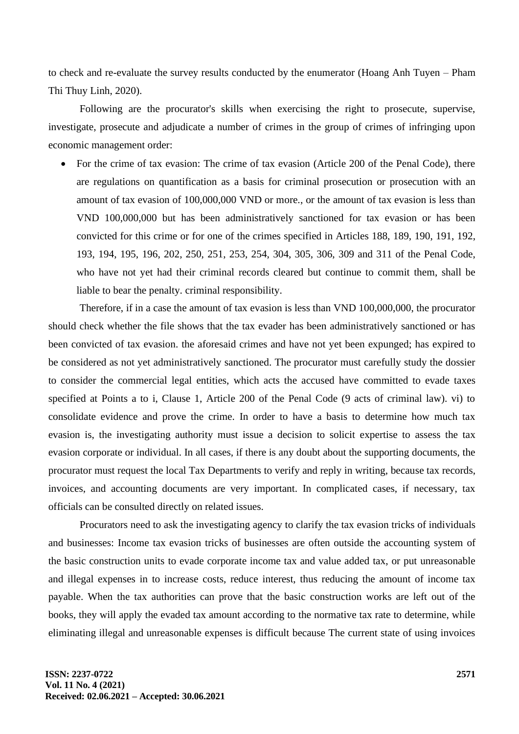to check and re-evaluate the survey results conducted by the enumerator (Hoang Anh Tuyen – Pham Thi Thuy Linh, 2020).

Following are the procurator's skills when exercising the right to prosecute, supervise, investigate, prosecute and adjudicate a number of crimes in the group of crimes of infringing upon economic management order:

- For the crime of tax evasion: The crime of tax evasion (Article 200 of the Penal Code), there are regulations on quantification as a basis for criminal prosecution or prosecution with an amount of tax evasion of 100,000,000 VND or more., or the amount of tax evasion is less than VND 100,000,000 but has been administratively sanctioned for tax evasion or has been convicted for this crime or for one of the crimes specified in Articles 188, 189, 190, 191, 192, 193, 194, 195, 196, 202, 250, 251, 253, 254, 304, 305, 306, 309 and 311 of the Penal Code, who have not yet had their criminal records cleared but continue to commit them, shall be liable to bear the penalty. criminal responsibility.

Therefore, if in a case the amount of tax evasion is less than VND 100,000,000, the procurator should check whether the file shows that the tax evader has been administratively sanctioned or has been convicted of tax evasion. the aforesaid crimes and have not yet been expunged; has expired to be considered as not yet administratively sanctioned. The procurator must carefully study the dossier to consider the commercial legal entities, which acts the accused have committed to evade taxes specified at Points a to i, Clause 1, Article 200 of the Penal Code (9 acts of criminal law). vi) to consolidate evidence and prove the crime. In order to have a basis to determine how much tax evasion is, the investigating authority must issue a decision to solicit expertise to assess the tax evasion corporate or individual. In all cases, if there is any doubt about the supporting documents, the procurator must request the local Tax Departments to verify and reply in writing, because tax records, invoices, and accounting documents are very important. In complicated cases, if necessary, tax officials can be consulted directly on related issues.

Procurators need to ask the investigating agency to clarify the tax evasion tricks of individuals and businesses: Income tax evasion tricks of businesses are often outside the accounting system of the basic construction units to evade corporate income tax and value added tax, or put unreasonable and illegal expenses in to increase costs, reduce interest, thus reducing the amount of income tax payable. When the tax authorities can prove that the basic construction works are left out of the books, they will apply the evaded tax amount according to the normative tax rate to determine, while eliminating illegal and unreasonable expenses is difficult because The current state of using invoices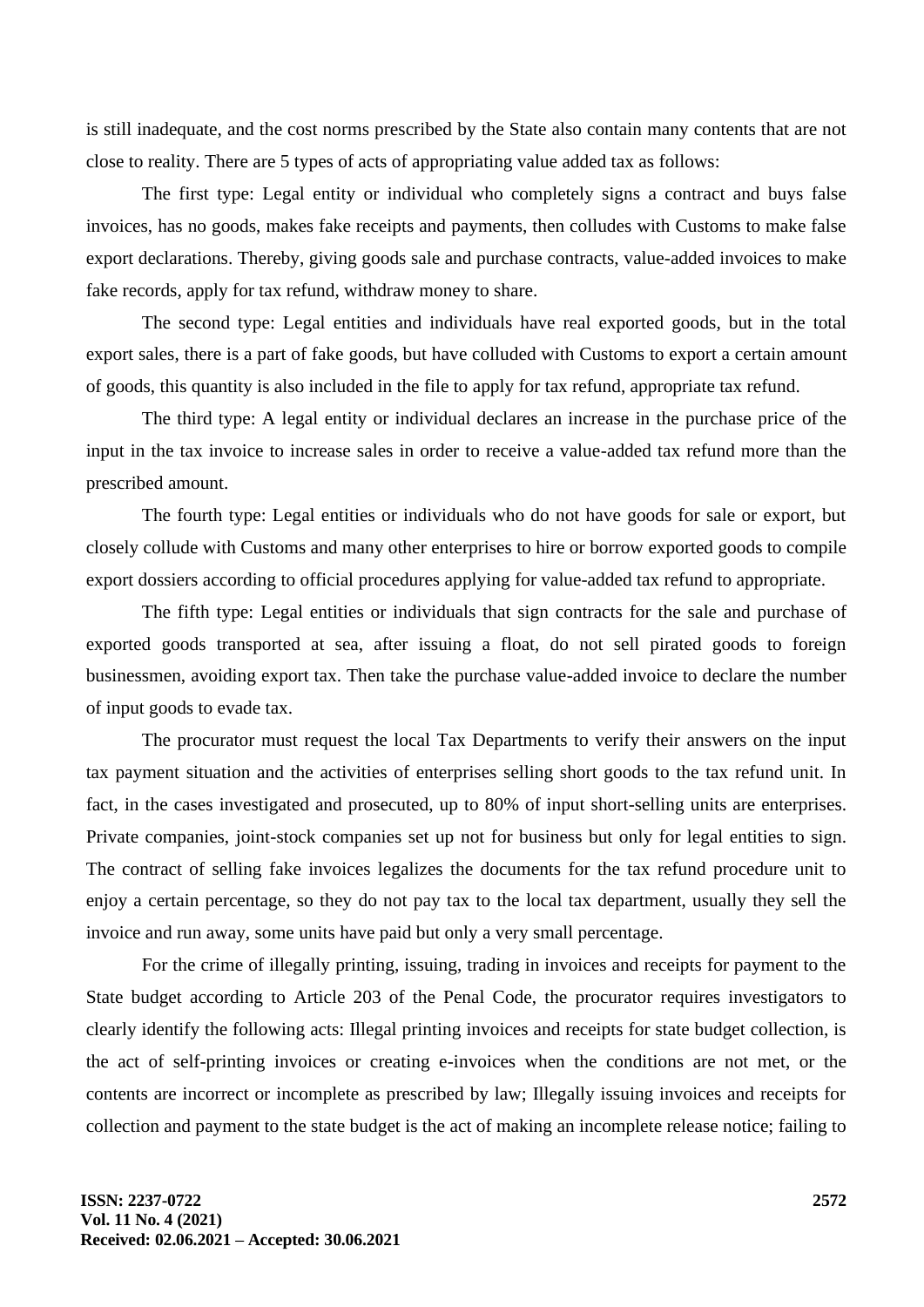is still inadequate, and the cost norms prescribed by the State also contain many contents that are not close to reality. There are 5 types of acts of appropriating value added tax as follows:

The first type: Legal entity or individual who completely signs a contract and buys false invoices, has no goods, makes fake receipts and payments, then colludes with Customs to make false export declarations. Thereby, giving goods sale and purchase contracts, value-added invoices to make fake records, apply for tax refund, withdraw money to share.

The second type: Legal entities and individuals have real exported goods, but in the total export sales, there is a part of fake goods, but have colluded with Customs to export a certain amount of goods, this quantity is also included in the file to apply for tax refund, appropriate tax refund.

The third type: A legal entity or individual declares an increase in the purchase price of the input in the tax invoice to increase sales in order to receive a value-added tax refund more than the prescribed amount.

The fourth type: Legal entities or individuals who do not have goods for sale or export, but closely collude with Customs and many other enterprises to hire or borrow exported goods to compile export dossiers according to official procedures applying for value-added tax refund to appropriate.

The fifth type: Legal entities or individuals that sign contracts for the sale and purchase of exported goods transported at sea, after issuing a float, do not sell pirated goods to foreign businessmen, avoiding export tax. Then take the purchase value-added invoice to declare the number of input goods to evade tax.

The procurator must request the local Tax Departments to verify their answers on the input tax payment situation and the activities of enterprises selling short goods to the tax refund unit. In fact, in the cases investigated and prosecuted, up to 80% of input short-selling units are enterprises. Private companies, joint-stock companies set up not for business but only for legal entities to sign. The contract of selling fake invoices legalizes the documents for the tax refund procedure unit to enjoy a certain percentage, so they do not pay tax to the local tax department, usually they sell the invoice and run away, some units have paid but only a very small percentage.

For the crime of illegally printing, issuing, trading in invoices and receipts for payment to the State budget according to Article 203 of the Penal Code, the procurator requires investigators to clearly identify the following acts: Illegal printing invoices and receipts for state budget collection, is the act of self-printing invoices or creating e-invoices when the conditions are not met, or the contents are incorrect or incomplete as prescribed by law; Illegally issuing invoices and receipts for collection and payment to the state budget is the act of making an incomplete release notice; failing to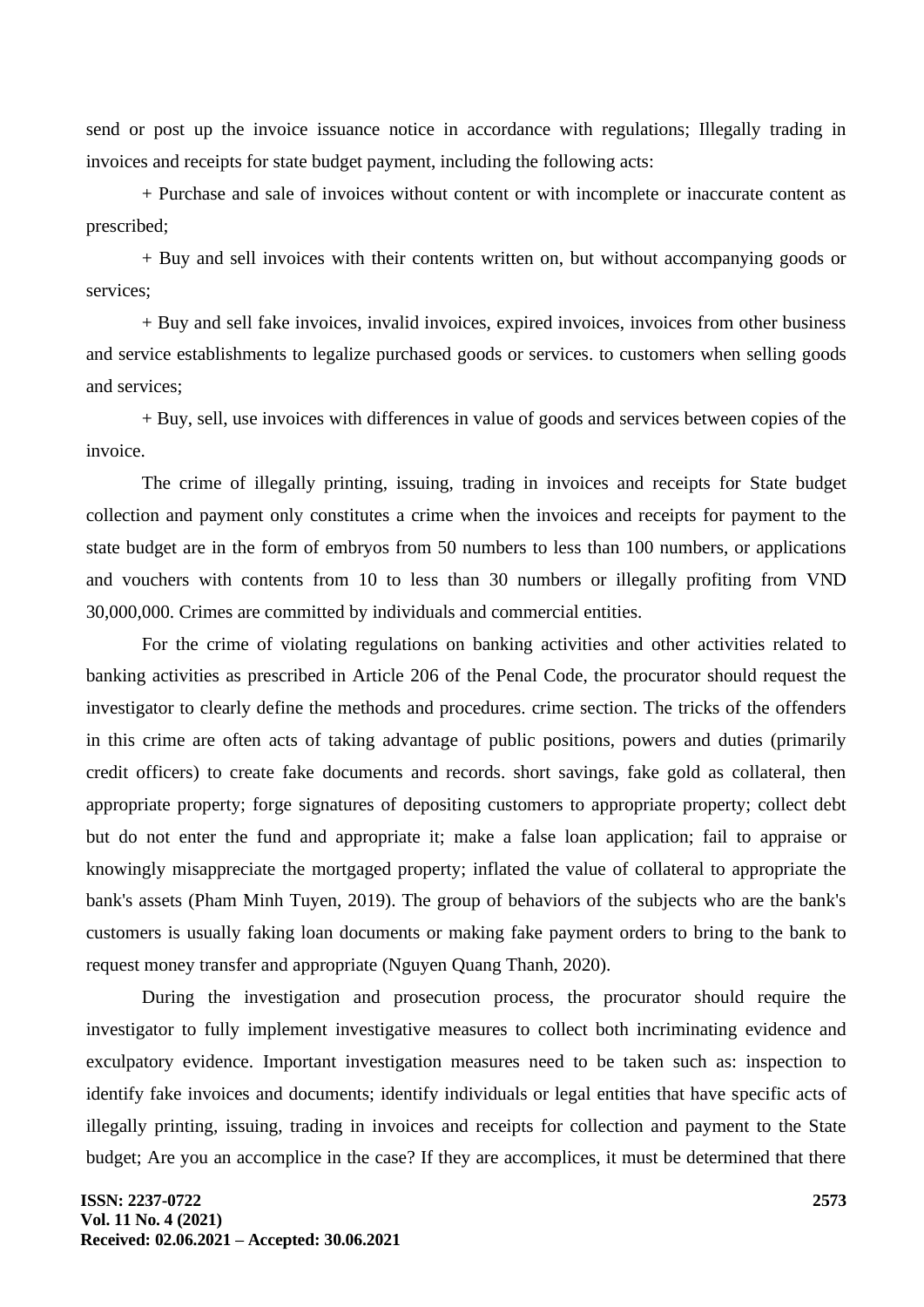send or post up the invoice issuance notice in accordance with regulations; Illegally trading in invoices and receipts for state budget payment, including the following acts:

+ Purchase and sale of invoices without content or with incomplete or inaccurate content as prescribed;

+ Buy and sell invoices with their contents written on, but without accompanying goods or services;

+ Buy and sell fake invoices, invalid invoices, expired invoices, invoices from other business and service establishments to legalize purchased goods or services. to customers when selling goods and services;

+ Buy, sell, use invoices with differences in value of goods and services between copies of the invoice.

The crime of illegally printing, issuing, trading in invoices and receipts for State budget collection and payment only constitutes a crime when the invoices and receipts for payment to the state budget are in the form of embryos from 50 numbers to less than 100 numbers, or applications and vouchers with contents from 10 to less than 30 numbers or illegally profiting from VND 30,000,000. Crimes are committed by individuals and commercial entities.

For the crime of violating regulations on banking activities and other activities related to banking activities as prescribed in Article 206 of the Penal Code, the procurator should request the investigator to clearly define the methods and procedures. crime section. The tricks of the offenders in this crime are often acts of taking advantage of public positions, powers and duties (primarily credit officers) to create fake documents and records. short savings, fake gold as collateral, then appropriate property; forge signatures of depositing customers to appropriate property; collect debt but do not enter the fund and appropriate it; make a false loan application; fail to appraise or knowingly misappreciate the mortgaged property; inflated the value of collateral to appropriate the bank's assets (Pham Minh Tuyen, 2019). The group of behaviors of the subjects who are the bank's customers is usually faking loan documents or making fake payment orders to bring to the bank to request money transfer and appropriate (Nguyen Quang Thanh, 2020).

During the investigation and prosecution process, the procurator should require the investigator to fully implement investigative measures to collect both incriminating evidence and exculpatory evidence. Important investigation measures need to be taken such as: inspection to identify fake invoices and documents; identify individuals or legal entities that have specific acts of illegally printing, issuing, trading in invoices and receipts for collection and payment to the State budget; Are you an accomplice in the case? If they are accomplices, it must be determined that there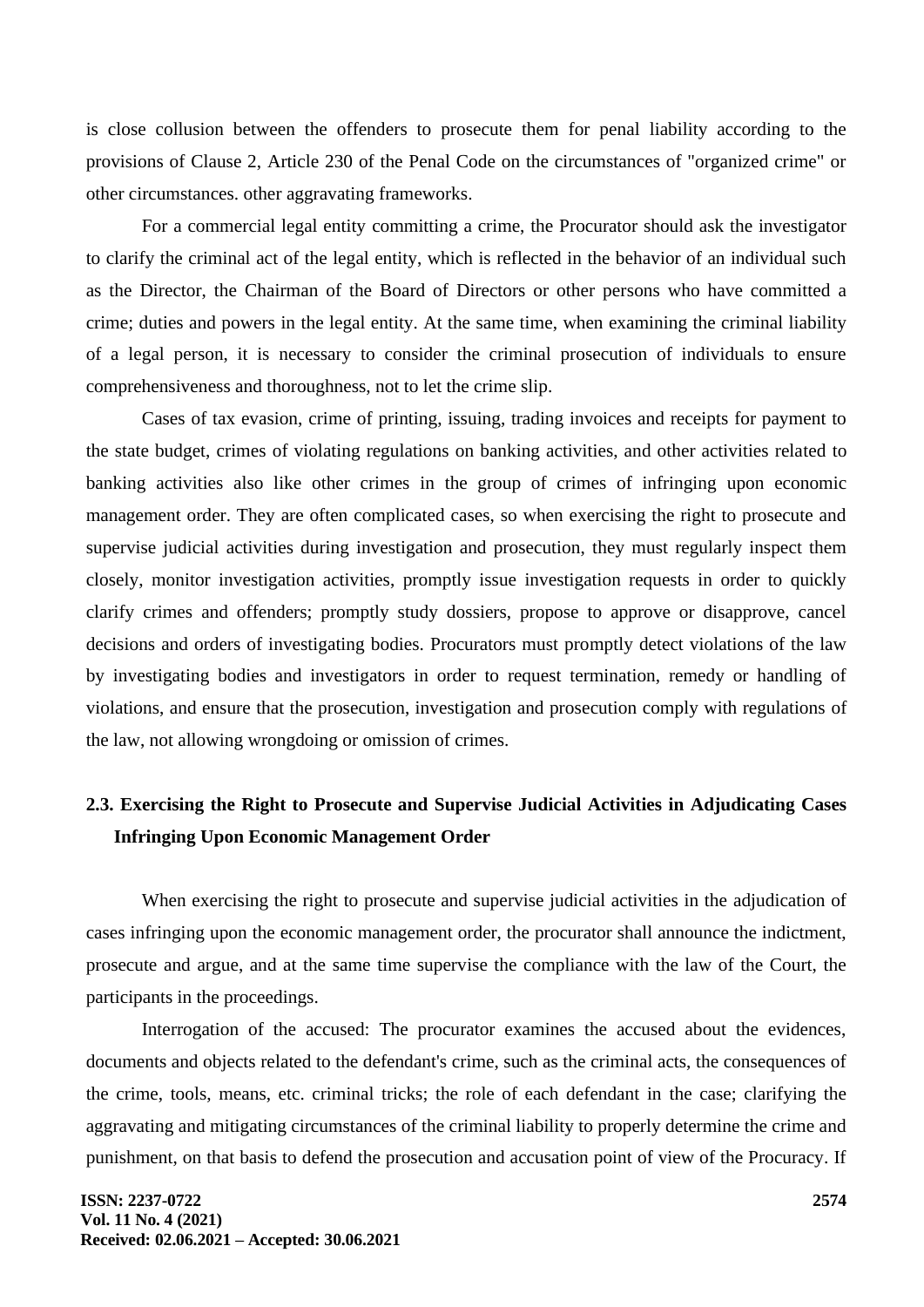is close collusion between the offenders to prosecute them for penal liability according to the provisions of Clause 2, Article 230 of the Penal Code on the circumstances of "organized crime" or other circumstances. other aggravating frameworks.

For a commercial legal entity committing a crime, the Procurator should ask the investigator to clarify the criminal act of the legal entity, which is reflected in the behavior of an individual such as the Director, the Chairman of the Board of Directors or other persons who have committed a crime; duties and powers in the legal entity. At the same time, when examining the criminal liability of a legal person, it is necessary to consider the criminal prosecution of individuals to ensure comprehensiveness and thoroughness, not to let the crime slip.

Cases of tax evasion, crime of printing, issuing, trading invoices and receipts for payment to the state budget, crimes of violating regulations on banking activities, and other activities related to banking activities also like other crimes in the group of crimes of infringing upon economic management order. They are often complicated cases, so when exercising the right to prosecute and supervise judicial activities during investigation and prosecution, they must regularly inspect them closely, monitor investigation activities, promptly issue investigation requests in order to quickly clarify crimes and offenders; promptly study dossiers, propose to approve or disapprove, cancel decisions and orders of investigating bodies. Procurators must promptly detect violations of the law by investigating bodies and investigators in order to request termination, remedy or handling of violations, and ensure that the prosecution, investigation and prosecution comply with regulations of the law, not allowing wrongdoing or omission of crimes.

## 2.3. Exercising the Right to Prosecute and Supervise Judicial Activities in Adjudicating Cases Infringing Upon Economic Management Order

When exercising the right to prosecute and supervise judicial activities in the adjudication of cases infringing upon the economic management order, the procurator shall announce the indictment, prosecute and argue, and at the same time supervise the compliance with the law of the Court, the participants in the proceedings.

Interrogation of the accused: The procurator examines the accused about the evidences, documents and objects related to the defendant's crime, such as the criminal acts, the consequences of the crime, tools, means, etc. criminal tricks; the role of each defendant in the case; clarifying the aggravating and mitigating circumstances of the criminal liability to properly determine the crime and punishment, on that basis to defend the prosecution and accusation point of view of the Procuracy. If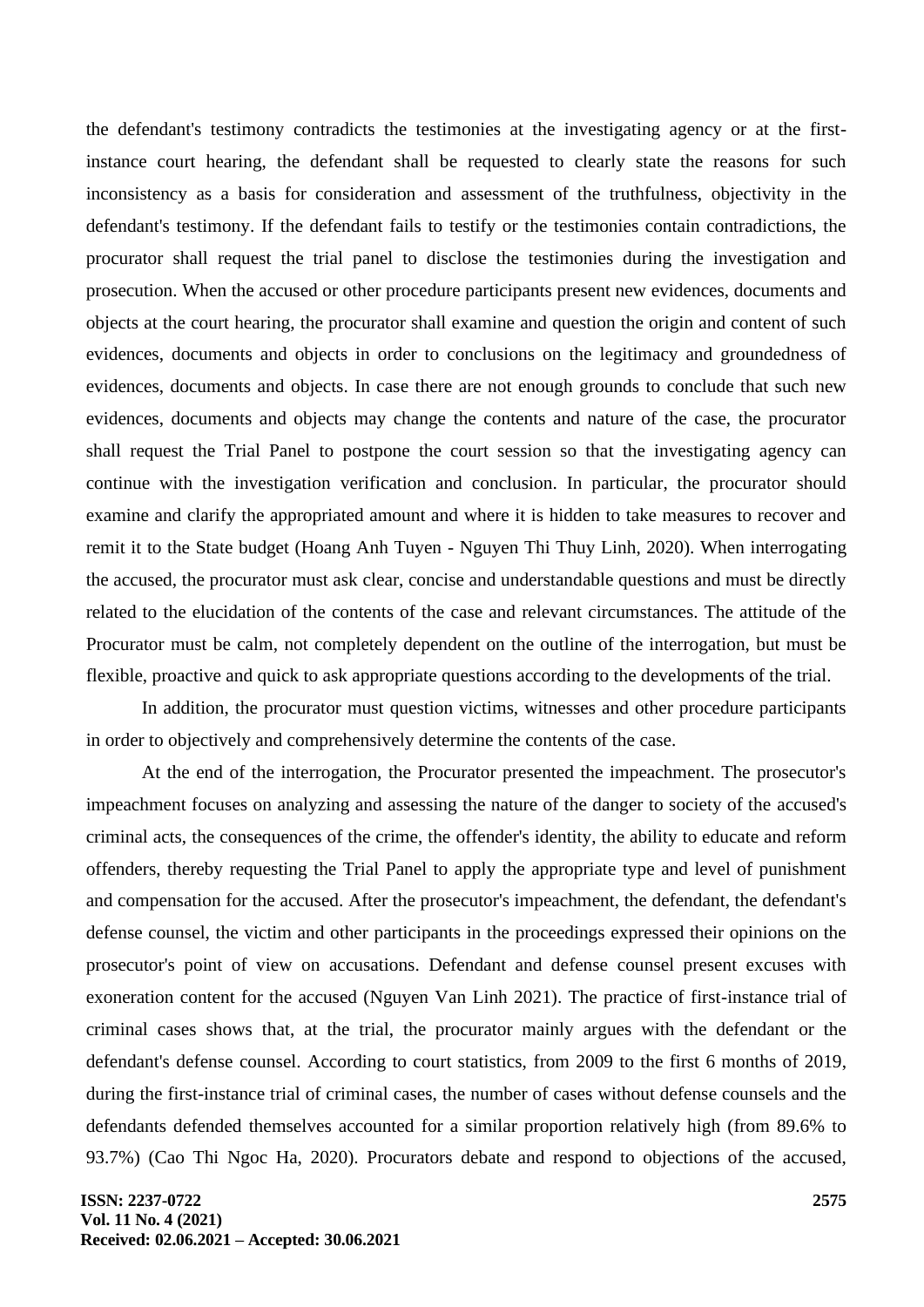the defendant's testimony contradicts the testimonies at the investigating agency or at the first-instance court hearing, the defendant shall be requested to clearly state the reasons for such inconsistency as a basis for consideration and assessment of the truthfulness, objectivity in the defendant's testimony. If the defendant fails to testify or the testimonies contain contradictions, the procurator shall request the trial panel to disclose the testimonies during the investigation and prosecution. When the accused or other procedure participants present new evidences, documents and objects at the court hearing, the procurator shall examine and question the origin and content of such evidences, documents and objects in order to conclusions on the legitimacy and groundedness of evidences, documents and objects. In case there are not enough grounds to conclude that such new evidences, documents and objects may change the contents and nature of the case, the procurator shall request the Trial Panel to postpone the court session so that the investigating agency can continue with the investigation verification and conclusion. In particular, the procurator should examine and clarify the appropriated amount and where it is hidden to take measures to recover and remit it to the State budget (Hoang Anh Tuyen - Nguyen Thi Thuy Linh, 2020). When interrogating the accused, the procurator must ask clear, concise and understandable questions and must be directly related to the elucidation of the contents of the case and relevant circumstances. The attitude of the Procurator must be calm, not completely dependent on the outline of the interrogation, but must be flexible, proactive and quick to ask appropriate questions according to the developments of the trial.

In addition, the procurator must question victims, witnesses and other procedure participants in order to objectively and comprehensively determine the contents of the case.

At the end of the interrogation, the Procurator presented the impeachment. The prosecutor's impeachment focuses on analyzing and assessing the nature of the danger to society of the accused's criminal acts, the consequences of the crime, the offender's identity, the ability to educate and reform offenders, thereby requesting the Trial Panel to apply the appropriate type and level of punishment and compensation for the accused. After the prosecutor's impeachment, the defendant, the defendant's defense counsel, the victim and other participants in the proceedings expressed their opinions on the prosecutor's point of view on accusations. Defendant and defense counsel present excuses with exoneration content for the accused (Nguyen Van Linh 2021). The practice of first-instance trial of criminal cases shows that, at the trial, the procurator mainly argues with the defendant or the defendant's defense counsel. According to court statistics, from 2009 to the first 6 months of 2019, during the first-instance trial of criminal cases, the number of cases without defense counsels and the defendants defended themselves accounted for a similar proportion relatively high (from 89.6% to 93.7%) (Cao Thi Ngoc Ha, 2020). Procurators debate and respond to objections of the accused,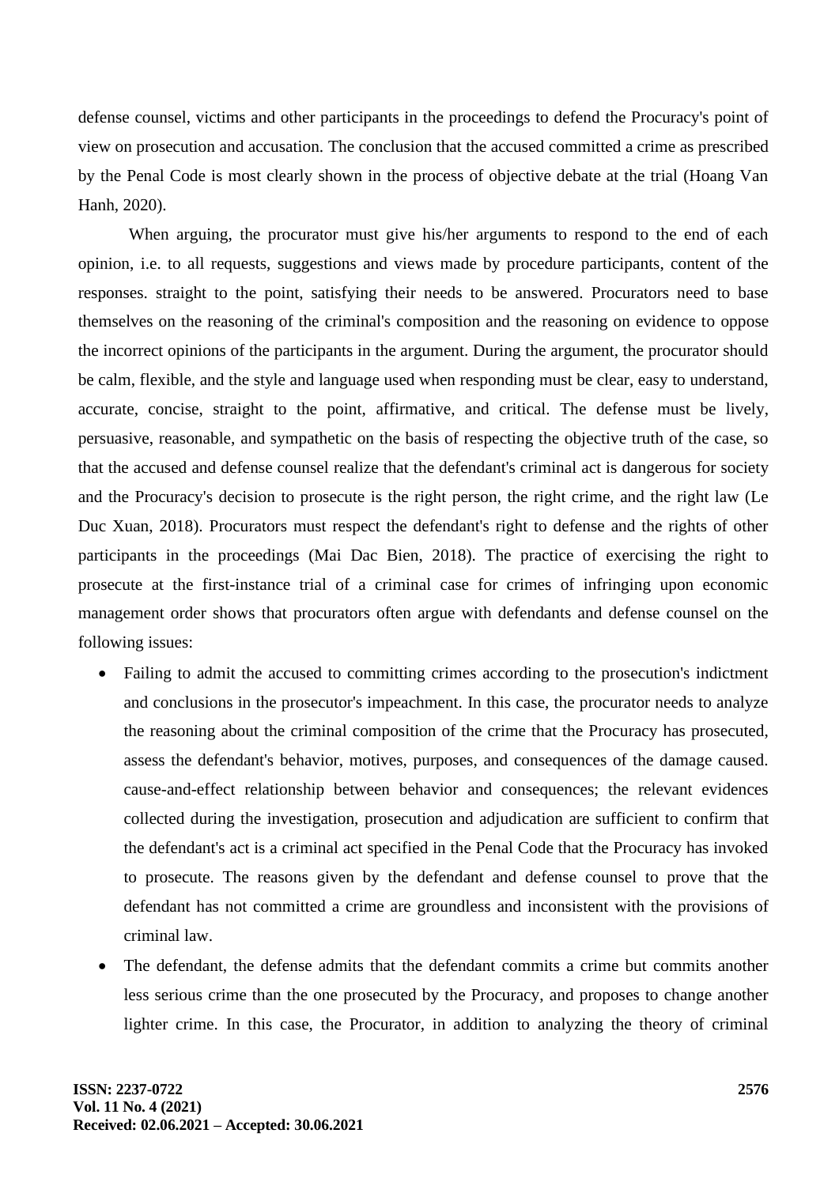defense counsel, victims and other participants in the proceedings to defend the Procuracy's point of view on prosecution and accusation. The conclusion that the accused committed a crime as prescribed by the Penal Code is most clearly shown in the process of objective debate at the trial (Hoang Van Hanh, 2020).

When arguing, the procurator must give his/her arguments to respond to the end of each opinion, i.e. to all requests, suggestions and views made by procedure participants, content of the responses. straight to the point, satisfying their needs to be answered. Procurators need to base themselves on the reasoning of the criminal's composition and the reasoning on evidence to oppose the incorrect opinions of the participants in the argument. During the argument, the procurator should be calm, flexible, and the style and language used when responding must be clear, easy to understand, accurate, concise, straight to the point, affirmative, and critical. The defense must be lively, persuasive, reasonable, and sympathetic on the basis of respecting the objective truth of the case, so that the accused and defense counsel realize that the defendant's criminal act is dangerous for society and the Procuracy's decision to prosecute is the right person, the right crime, and the right law (Le Duc Xuan, 2018). Procurators must respect the defendant's right to defense and the rights of other participants in the proceedings (Mai Dac Bien, 2018). The practice of exercising the right to prosecute at the first-instance trial of a criminal case for crimes of infringing upon economic management order shows that procurators often argue with defendants and defense counsel on the following issues:

- Failing to admit the accused to committing crimes according to the prosecution's indictment and conclusions in the prosecutor's impeachment. In this case, the procurator needs to analyze the reasoning about the criminal composition of the crime that the Procuracy has prosecuted, assess the defendant's behavior, motives, purposes, and consequences of the damage caused. cause-and-effect relationship between behavior and consequences; the relevant evidences collected during the investigation, prosecution and adjudication are sufficient to confirm that the defendant's act is a criminal act specified in the Penal Code that the Procuracy has invoked to prosecute. The reasons given by the defendant and defense counsel to prove that the defendant has not committed a crime are groundless and inconsistent with the provisions of criminal law.
- The defendant, the defense admits that the defendant commits a crime but commits another less serious crime than the one prosecuted by the Procuracy, and proposes to change another lighter crime. In this case, the Procurator, in addition to analyzing the theory of criminal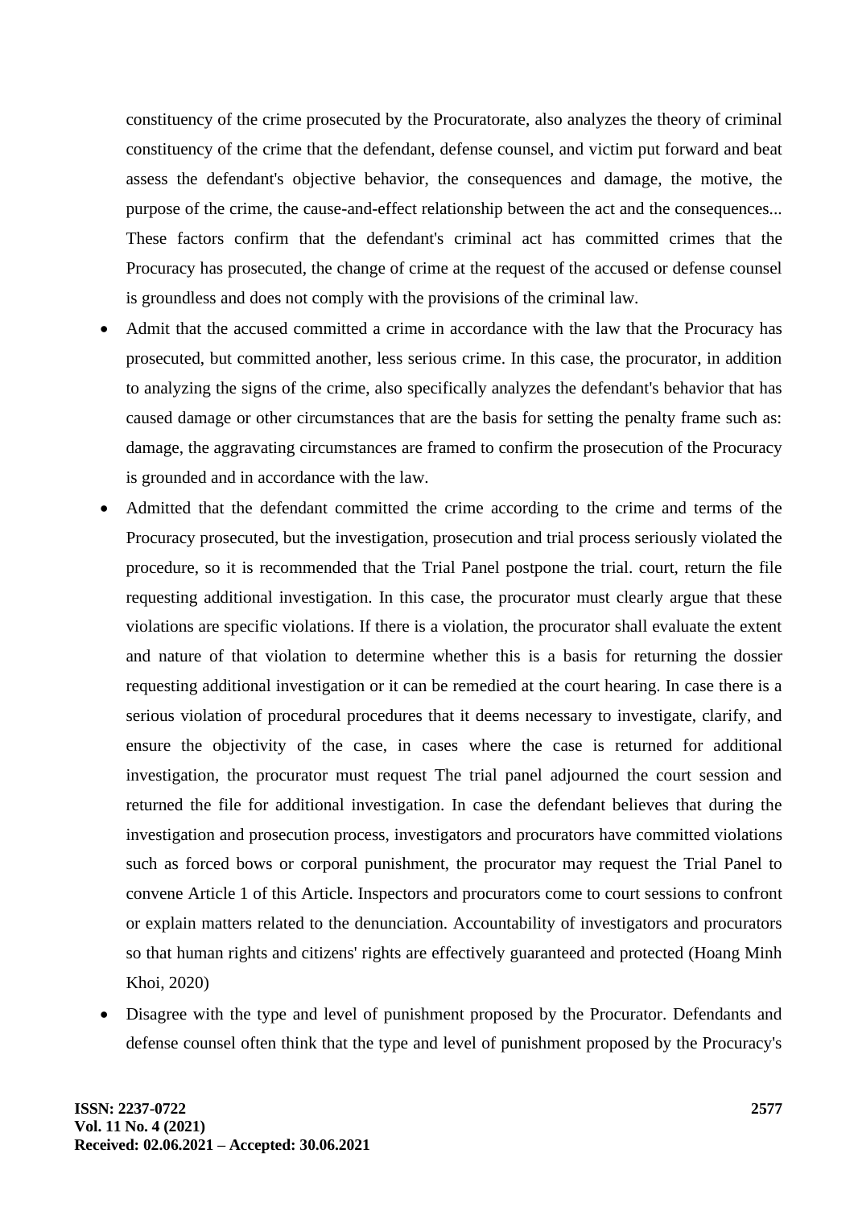constituency of the crime prosecuted by the Procuratorate, also analyzes the theory of criminal constituency of the crime that the defendant, defense counsel, and victim put forward and beat assess the defendant's objective behavior, the consequences and damage, the motive, the purpose of the crime, the cause-and-effect relationship between the act and the consequences... These factors confirm that the defendant's criminal act has committed crimes that the Procuracy has prosecuted, the change of crime at the request of the accused or defense counsel is groundless and does not comply with the provisions of the criminal law.

- Admit that the accused committed a crime in accordance with the law that the Procuracy has prosecuted, but committed another, less serious crime. In this case, the procurator, in addition to analyzing the signs of the crime, also specifically analyzes the defendant's behavior that has caused damage or other circumstances that are the basis for setting the penalty frame such as: damage, the aggravating circumstances are framed to confirm the prosecution of the Procuracy is grounded and in accordance with the law.
- Admitted that the defendant committed the crime according to the crime and terms of the Procuracy prosecuted, but the investigation, prosecution and trial process seriously violated the procedure, so it is recommended that the Trial Panel postpone the trial. court, return the file requesting additional investigation. In this case, the procurator must clearly argue that these violations are specific violations. If there is a violation, the procurator shall evaluate the extent and nature of that violation to determine whether this is a basis for returning the dossier requesting additional investigation or it can be remedied at the court hearing. In case there is a serious violation of procedural procedures that it deems necessary to investigate, clarify, and ensure the objectivity of the case, in cases where the case is returned for additional investigation, the procurator must request The trial panel adjourned the court session and returned the file for additional investigation. In case the defendant believes that during the investigation and prosecution process, investigators and procurators have committed violations such as forced bows or corporal punishment, the procurator may request the Trial Panel to convene Article 1 of this Article. Inspectors and procurators come to court sessions to confront or explain matters related to the denunciation. Accountability of investigators and procurators so that human rights and citizens' rights are effectively guaranteed and protected (Hoang Minh Khoi, 2020)
- Disagree with the type and level of punishment proposed by the Procurator. Defendants and defense counsel often think that the type and level of punishment proposed by the Procuracy's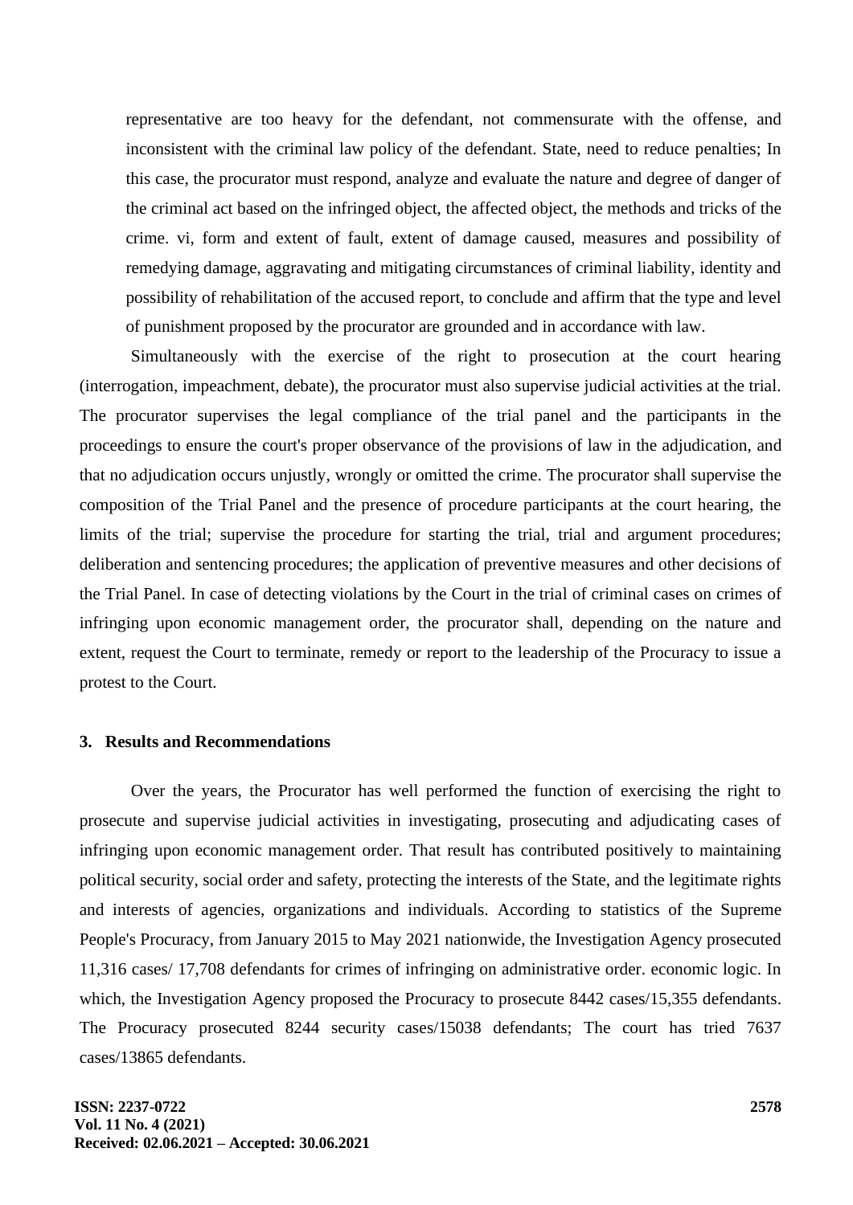representative are too heavy for the defendant, not commensurate with the offense, and inconsistent with the criminal law policy of the defendant. State, need to reduce penalties; In this case, the procurator must respond, analyze and evaluate the nature and degree of danger of the criminal act based on the infringed object, the affected object, the methods and tricks of the crime. vi, form and extent of fault, extent of damage caused, measures and possibility of remedying damage, aggravating and mitigating circumstances of criminal liability, identity and possibility of rehabilitation of the accused report, to conclude and affirm that the type and level of punishment proposed by the procurator are grounded and in accordance with law.

Simultaneously with the exercise of the right to prosecution at the court hearing (interrogation, impeachment, debate), the procurator must also supervise judicial activities at the trial. The procurator supervises the legal compliance of the trial panel and the participants in the proceedings to ensure the court's proper observance of the provisions of law in the adjudication, and that no adjudication occurs unjustly, wrongly or omitted the crime. The procurator shall supervise the composition of the Trial Panel and the presence of procedure participants at the court hearing, the limits of the trial; supervise the procedure for starting the trial, trial and argument procedures; deliberation and sentencing procedures; the application of preventive measures and other decisions of the Trial Panel. In case of detecting violations by the Court in the trial of criminal cases on crimes of infringing upon economic management order, the procurator shall, depending on the nature and extent, request the Court to terminate, remedy or report to the leadership of the Procuracy to issue a protest to the Court.

## 3. Results and Recommendations

Over the years, the Procurator has well performed the function of exercising the right to prosecute and supervise judicial activities in investigating, prosecuting and adjudicating cases of infringing upon economic management order. That result has contributed positively to maintaining political security, social order and safety, protecting the interests of the State, and the legitimate rights and interests of agencies, organizations and individuals. According to statistics of the Supreme People's Procuracy, from January 2015 to May 2021 nationwide, the Investigation Agency prosecuted 11,316 cases/ 17,708 defendants for crimes of infringing on administrative order. economic logic. In which, the Investigation Agency proposed the Procuracy to prosecute 8442 cases/15,355 defendants. The Procuracy prosecuted 8244 security cases/15038 defendants; The court has tried 7637 cases/13865 defendants.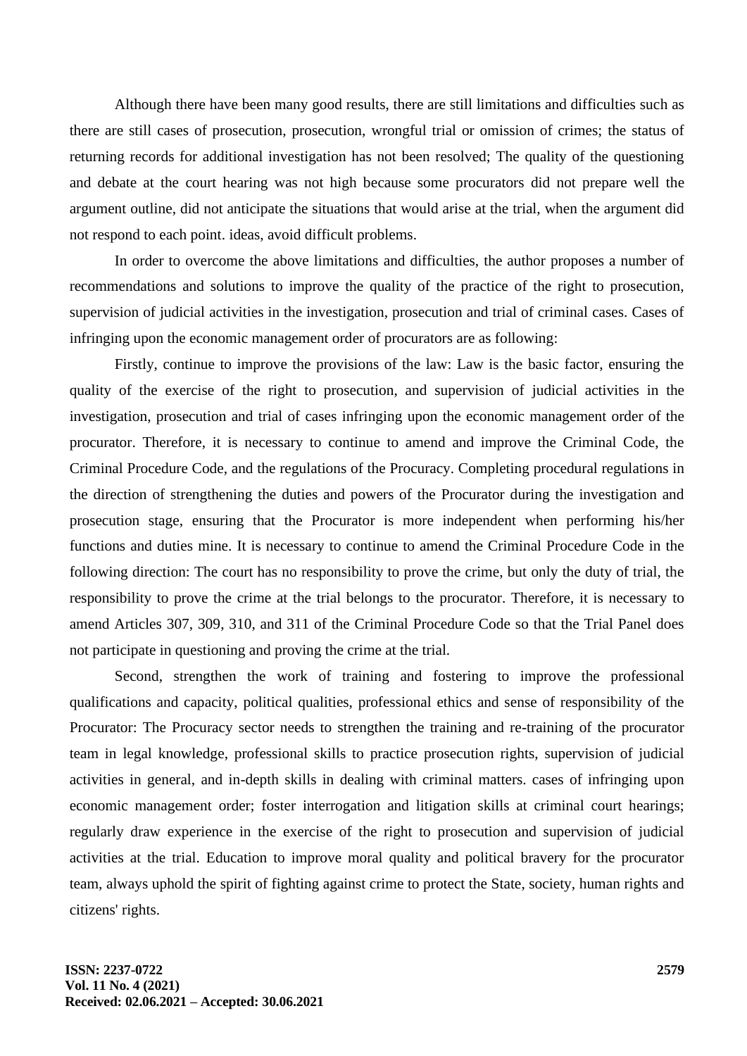Although there have been many good results, there are still limitations and difficulties such as there are still cases of prosecution, prosecution, wrongful trial or omission of crimes; the status of returning records for additional investigation has not been resolved; The quality of the questioning and debate at the court hearing was not high because some procurators did not prepare well the argument outline, did not anticipate the situations that would arise at the trial, when the argument did not respond to each point. ideas, avoid difficult problems.

In order to overcome the above limitations and difficulties, the author proposes a number of recommendations and solutions to improve the quality of the practice of the right to prosecution, supervision of judicial activities in the investigation, prosecution and trial of criminal cases. Cases of infringing upon the economic management order of procurators are as following:

Firstly, continue to improve the provisions of the law: Law is the basic factor, ensuring the quality of the exercise of the right to prosecution, and supervision of judicial activities in the investigation, prosecution and trial of cases infringing upon the economic management order of the procurator. Therefore, it is necessary to continue to amend and improve the Criminal Code, the Criminal Procedure Code, and the regulations of the Procuracy. Completing procedural regulations in the direction of strengthening the duties and powers of the Procurator during the investigation and prosecution stage, ensuring that the Procurator is more independent when performing his/her functions and duties mine. It is necessary to continue to amend the Criminal Procedure Code in the following direction: The court has no responsibility to prove the crime, but only the duty of trial, the responsibility to prove the crime at the trial belongs to the procurator. Therefore, it is necessary to amend Articles 307, 309, 310, and 311 of the Criminal Procedure Code so that the Trial Panel does not participate in questioning and proving the crime at the trial.

Second, strengthen the work of training and fostering to improve the professional qualifications and capacity, political qualities, professional ethics and sense of responsibility of the Procurator: The Procuracy sector needs to strengthen the training and re-training of the procurator team in legal knowledge, professional skills to practice prosecution rights, supervision of judicial activities in general, and in-depth skills in dealing with criminal matters. cases of infringing upon economic management order; foster interrogation and litigation skills at criminal court hearings; regularly draw experience in the exercise of the right to prosecution and supervision of judicial activities at the trial. Education to improve moral quality and political bravery for the procurator team, always uphold the spirit of fighting against crime to protect the State, society, human rights and citizens' rights.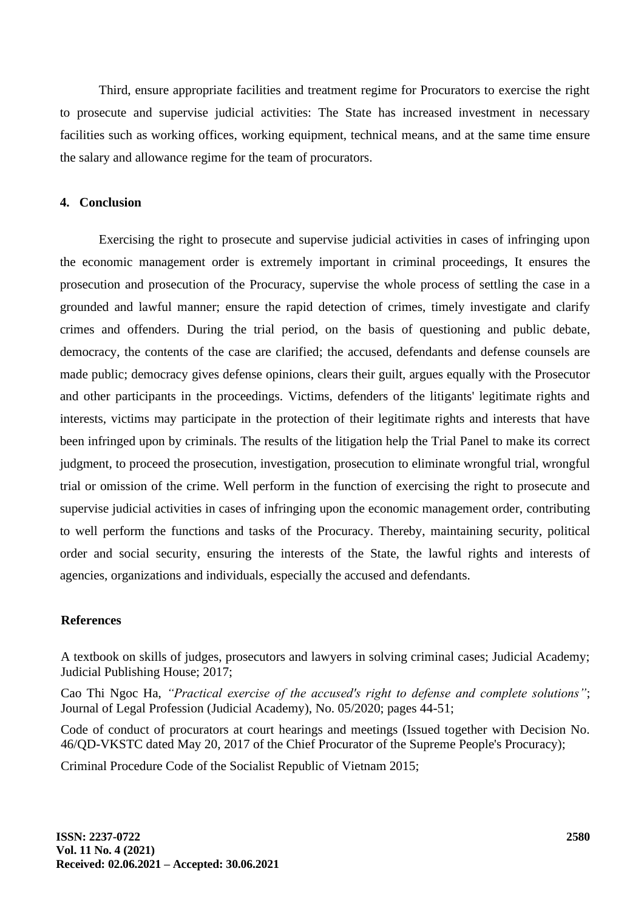Third, ensure appropriate facilities and treatment regime for Procurators to exercise the right to prosecute and supervise judicial activities: The State has increased investment in necessary facilities such as working offices, working equipment, technical means, and at the same time ensure the salary and allowance regime for the team of procurators.

## 4. Conclusion

Exercising the right to prosecute and supervise judicial activities in cases of infringing upon the economic management order is extremely important in criminal proceedings, It ensures the prosecution and prosecution of the Procuracy, supervise the whole process of settling the case in a grounded and lawful manner; ensure the rapid detection of crimes, timely investigate and clarify crimes and offenders. During the trial period, on the basis of questioning and public debate, democracy, the contents of the case are clarified; the accused, defendants and defense counsels are made public; democracy gives defense opinions, clears their guilt, argues equally with the Prosecutor and other participants in the proceedings. Victims, defenders of the litigants' legitimate rights and interests, victims may participate in the protection of their legitimate rights and interests that have been infringed upon by criminals. The results of the litigation help the Trial Panel to make its correct judgment, to proceed the prosecution, investigation, prosecution to eliminate wrongful trial, wrongful trial or omission of the crime. Well perform in the function of exercising the right to prosecute and supervise judicial activities in cases of infringing upon the economic management order, contributing to well perform the functions and tasks of the Procuracy. Thereby, maintaining security, political order and social security, ensuring the interests of the State, the lawful rights and interests of agencies, organizations and individuals, especially the accused and defendants.

## References

A textbook on skills of judges, prosecutors and lawyers in solving criminal cases; Judicial Academy; Judicial Publishing House; 2017;

Cao Thi Ngoc Ha, *"Practical exercise of the accused's right to defense and complete solutions"*; Journal of Legal Profession (Judicial Academy), No. 05/2020; pages 44-51;

Code of conduct of procurators at court hearings and meetings (Issued together with Decision No. 46/QD-VKSTC dated May 20, 2017 of the Chief Procurator of the Supreme People's Procuracy);

Criminal Procedure Code of the Socialist Republic of Vietnam 2015;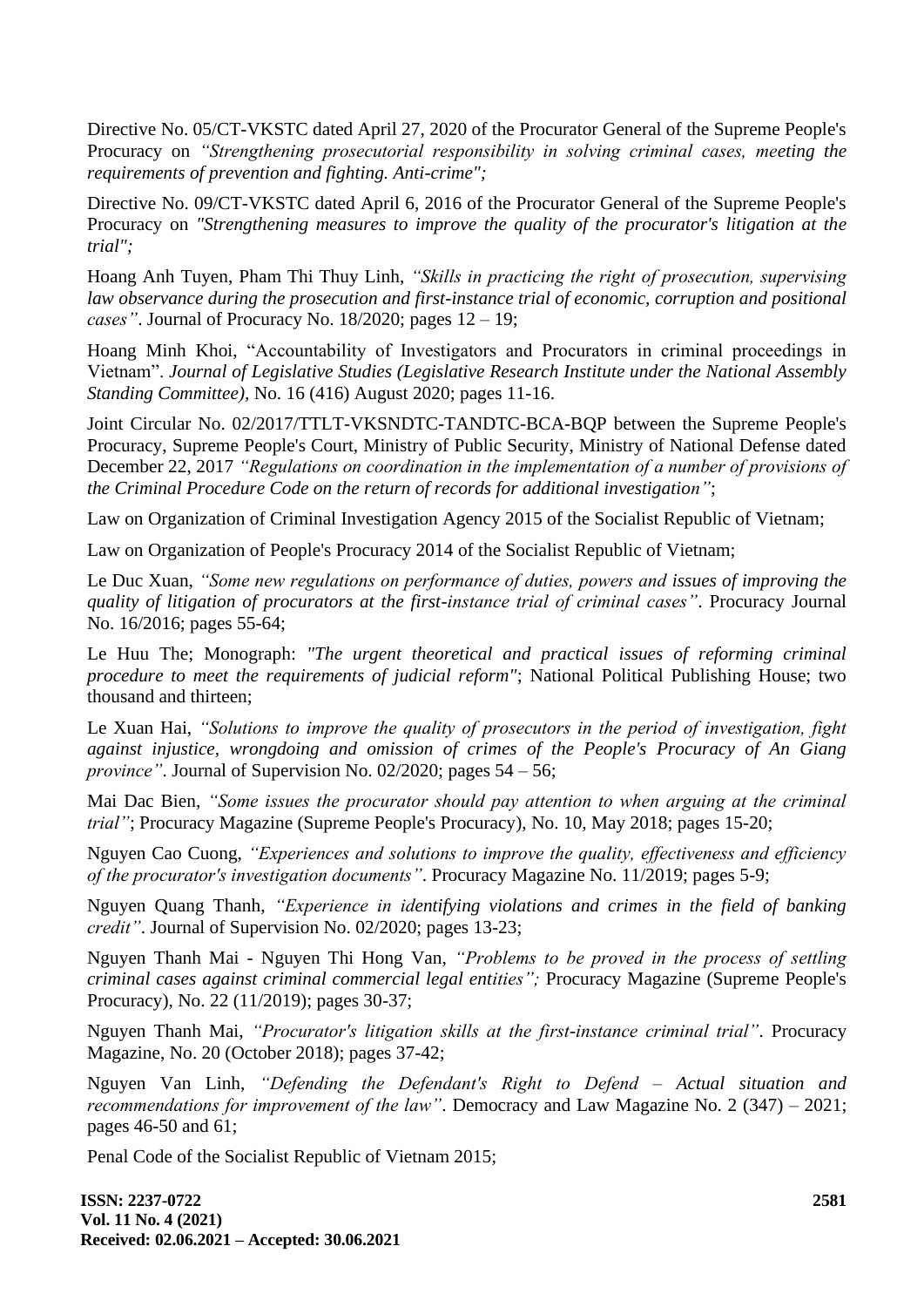Directive No. 05/CT-VKSTC dated April 27, 2020 of the Procurator General of the Supreme People's Procuracy on *"Strengthening prosecutorial responsibility in solving criminal cases, meeting the requirements of prevention and fighting. Anti-crime";*

Directive No. 09/CT-VKSTC dated April 6, 2016 of the Procurator General of the Supreme People's Procuracy on *"Strengthening measures to improve the quality of the procurator's litigation at the trial";*

Hoang Anh Tuyen, Pham Thi Thuy Linh, *"Skills in practicing the right of prosecution, supervising law observance during the prosecution and first-instance trial of economic, corruption and positional cases"*. Journal of Procuracy No. 18/2020; pages 12 – 19;

Hoang Minh Khoi, "Accountability of Investigators and Procurators in criminal proceedings in Vietnam". *Journal of Legislative Studies (Legislative Research Institute under the National Assembly Standing Committee),* No. 16 (416) August 2020; pages 11-16.

Joint Circular No. 02/2017/TTLT-VKSNDTC-TANDTC-BCA-BQP between the Supreme People's Procuracy, Supreme People's Court, Ministry of Public Security, Ministry of National Defense dated December 22, 2017 *"Regulations on coordination in the implementation of a number of provisions of the Criminal Procedure Code on the return of records for additional investigation"*;

Law on Organization of Criminal Investigation Agency 2015 of the Socialist Republic of Vietnam;

Law on Organization of People's Procuracy 2014 of the Socialist Republic of Vietnam;

Le Duc Xuan, *"Some new regulations on performance of duties, powers and issues of improving the quality of litigation of procurators at the first-instance trial of criminal cases"*. Procuracy Journal No. 16/2016; pages 55-64;

Le Huu The; Monograph: *"The urgent theoretical and practical issues of reforming criminal procedure to meet the requirements of judicial reform"*; National Political Publishing House; two thousand and thirteen;

Le Xuan Hai, *"Solutions to improve the quality of prosecutors in the period of investigation, fight against injustice, wrongdoing and omission of crimes of the People's Procuracy of An Giang province"*. Journal of Supervision No. 02/2020; pages 54 – 56;

Mai Dac Bien, *"Some issues the procurator should pay attention to when arguing at the criminal trial"*; Procuracy Magazine (Supreme People's Procuracy), No. 10, May 2018; pages 15-20;

Nguyen Cao Cuong, *"Experiences and solutions to improve the quality, effectiveness and efficiency of the procurator's investigation documents"*. Procuracy Magazine No. 11/2019; pages 5-9;

Nguyen Quang Thanh, *"Experience in identifying violations and crimes in the field of banking credit"*. Journal of Supervision No. 02/2020; pages 13-23;

Nguyen Thanh Mai - Nguyen Thi Hong Van, *"Problems to be proved in the process of settling criminal cases against criminal commercial legal entities";* Procuracy Magazine (Supreme People's Procuracy), No. 22 (11/2019); pages 30-37;

Nguyen Thanh Mai, *"Procurator's litigation skills at the first-instance criminal trial"*. Procuracy Magazine, No. 20 (October 2018); pages 37-42;

Nguyen Van Linh, *"Defending the Defendant's Right to Defend – Actual situation and recommendations for improvement of the law"*. Democracy and Law Magazine No. 2 (347) – 2021; pages 46-50 and 61;

Penal Code of the Socialist Republic of Vietnam 2015;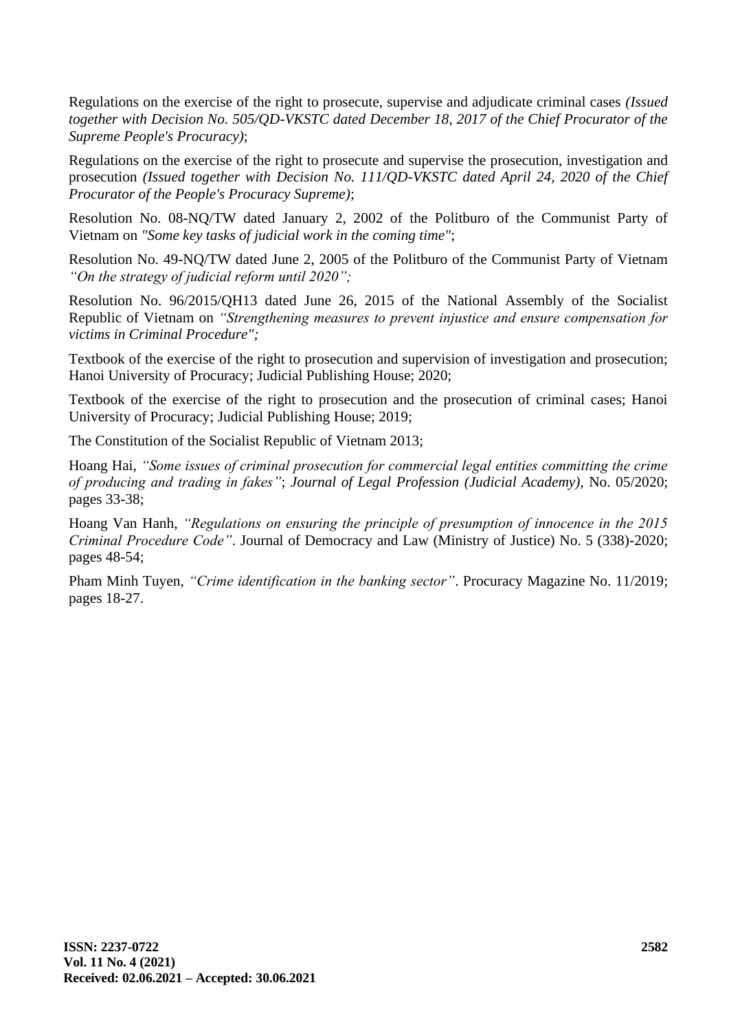Regulations on the exercise of the right to prosecute, supervise and adjudicate criminal cases *(Issued together with Decision No. 505/QD-VKSTC dated December 18, 2017 of the Chief Procurator of the Supreme People's Procuracy)*;

Regulations on the exercise of the right to prosecute and supervise the prosecution, investigation and prosecution *(Issued together with Decision No. 111/QD-VKSTC dated April 24, 2020 of the Chief Procurator of the People's Procuracy Supreme)*;

Resolution No. 08-NQ/TW dated January 2, 2002 of the Politburo of the Communist Party of Vietnam on *"Some key tasks of judicial work in the coming time"*;

Resolution No. 49-NQ/TW dated June 2, 2005 of the Politburo of the Communist Party of Vietnam *"On the strategy of judicial reform until 2020";*

Resolution No. 96/2015/QH13 dated June 26, 2015 of the National Assembly of the Socialist Republic of Vietnam on *"Strengthening measures to prevent injustice and ensure compensation for victims in Criminal Procedure";*

Textbook of the exercise of the right to prosecution and supervision of investigation and prosecution; Hanoi University of Procuracy; Judicial Publishing House; 2020;

Textbook of the exercise of the right to prosecution and the prosecution of criminal cases; Hanoi University of Procuracy; Judicial Publishing House; 2019;

The Constitution of the Socialist Republic of Vietnam 2013;

Hoang Hai, *"Some issues of criminal prosecution for commercial legal entities committing the crime of producing and trading in fakes"*; *Journal of Legal Profession (Judicial Academy)*, No. 05/2020; pages 33-38;

Hoang Van Hanh, *"Regulations on ensuring the principle of presumption of innocence in the 2015 Criminal Procedure Code"*. Journal of Democracy and Law (Ministry of Justice) No. 5 (338)-2020; pages 48-54;

Pham Minh Tuyen, *"Crime identification in the banking sector"*. Procuracy Magazine No. 11/2019; pages 18-27.